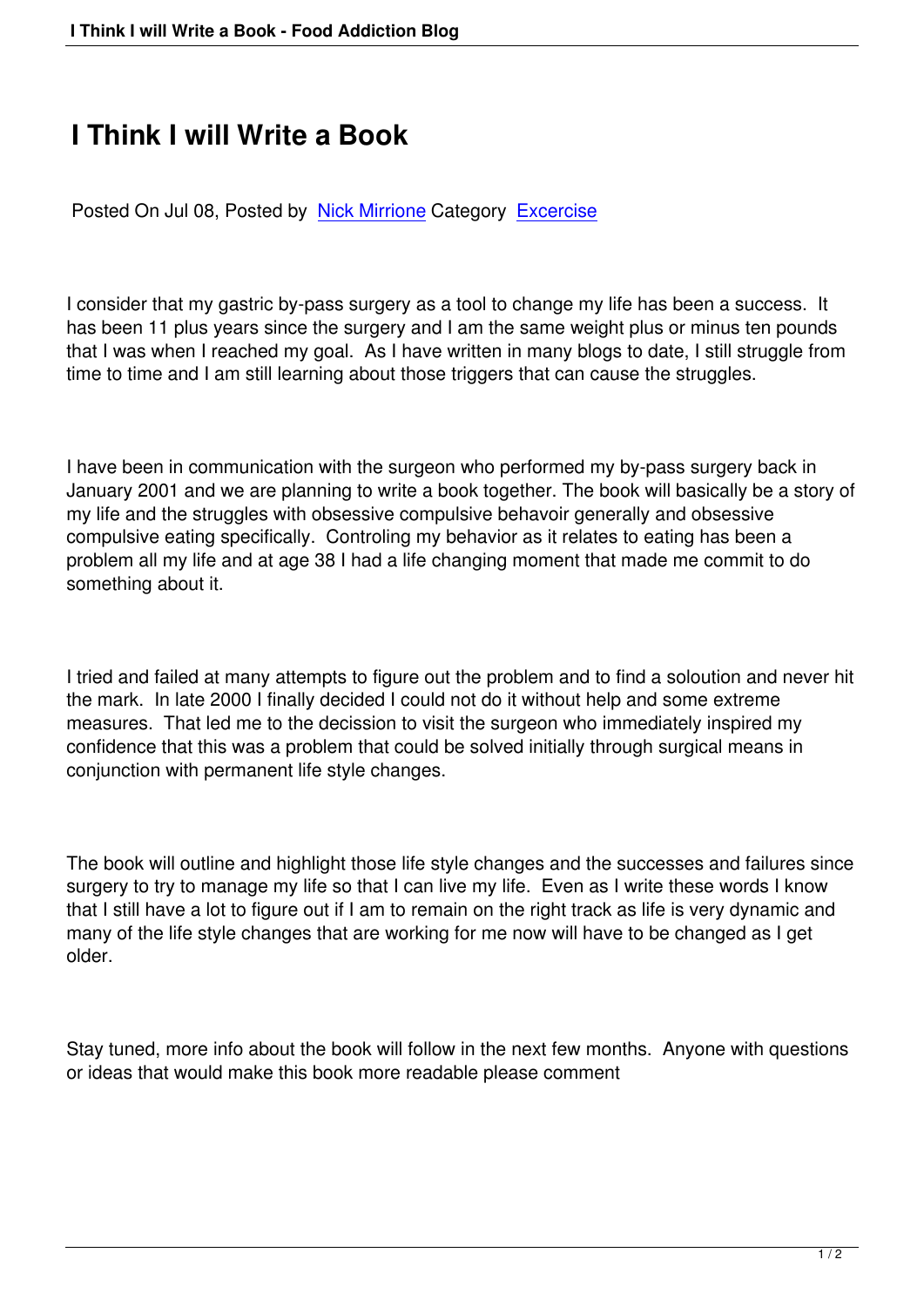# I Think I will Write a Book

Posted On Jul 08, Posted by Nick Mirrione Category Excercise

I consider that my gastric by-pass surgery as a tool to change my life has been a success. It has been 11 plus years since the surgery and I am the same weight plus or minus ten pounds that I was when I reached my goal. As I have written in many blogs to date, I still struggle from time to time and I am still learning about those triggers that can cause the struggles.

I have been in communication with the surgeon who performed my by-pass surgery back in January 2001 and we are planning to write a book together. The book will basically be a story of my life and the struggles with obsessive compulsive behavoir generally and obsessive compulsive eating specifically. Controling my behavior as it relates to eating has been a problem all my life and at age 38 I had a life changing moment that made me commit to do something about it.

I tried and failed at many attempts to figure out the problem and to find a soloution and never hit the mark. In late 2000 I finally decided I could not do it without help and some extreme measures. That led me to the decission to visit the surgeon who immediately inspired my confidence that this was a problem that could be solved initially through surgical means in conjunction with permanent life style changes.

The book will outline and highlight those life style changes and the successes and failures since surgery to try to manage my life so that I can live my life. Even as I write these words I know that I still have a lot to figure out if I am to remain on the right track as life is very dynamic and many of the life style changes that are working for me now will have to be changed as I get older.

Stay tuned, more info about the book will follow in the next few months. Anyone with questions or ideas that would make this book more readable please comment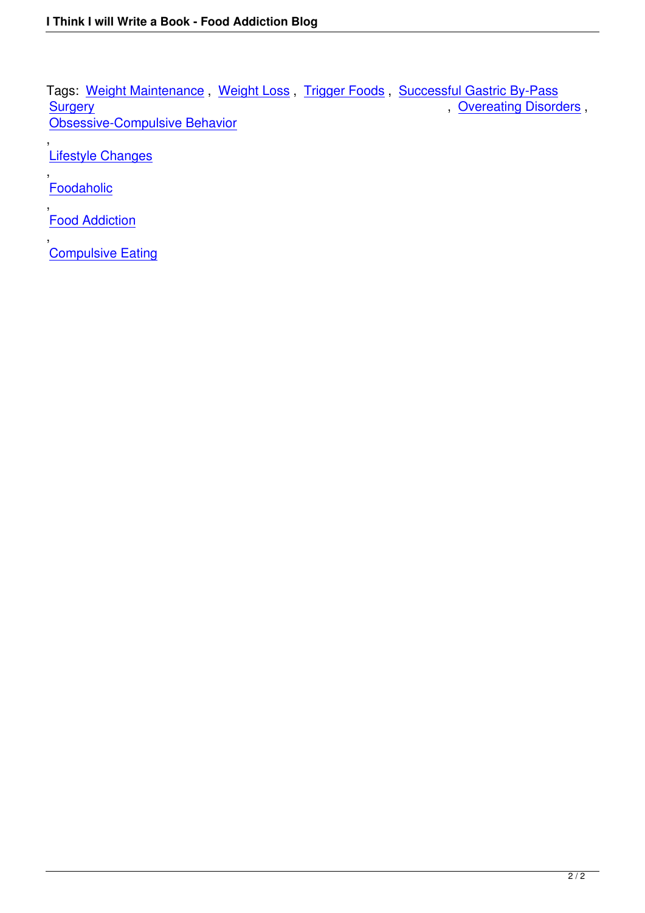Tags: Weight Maintenance , Weight Loss , Trigger Foods , Successful Gastric By-Pass Surgery , Overeating Disorders , Obsessive-Compulsive Behavior , Lifestyle Changes , Foodaholic , Food Addiction , Compulsive Eating